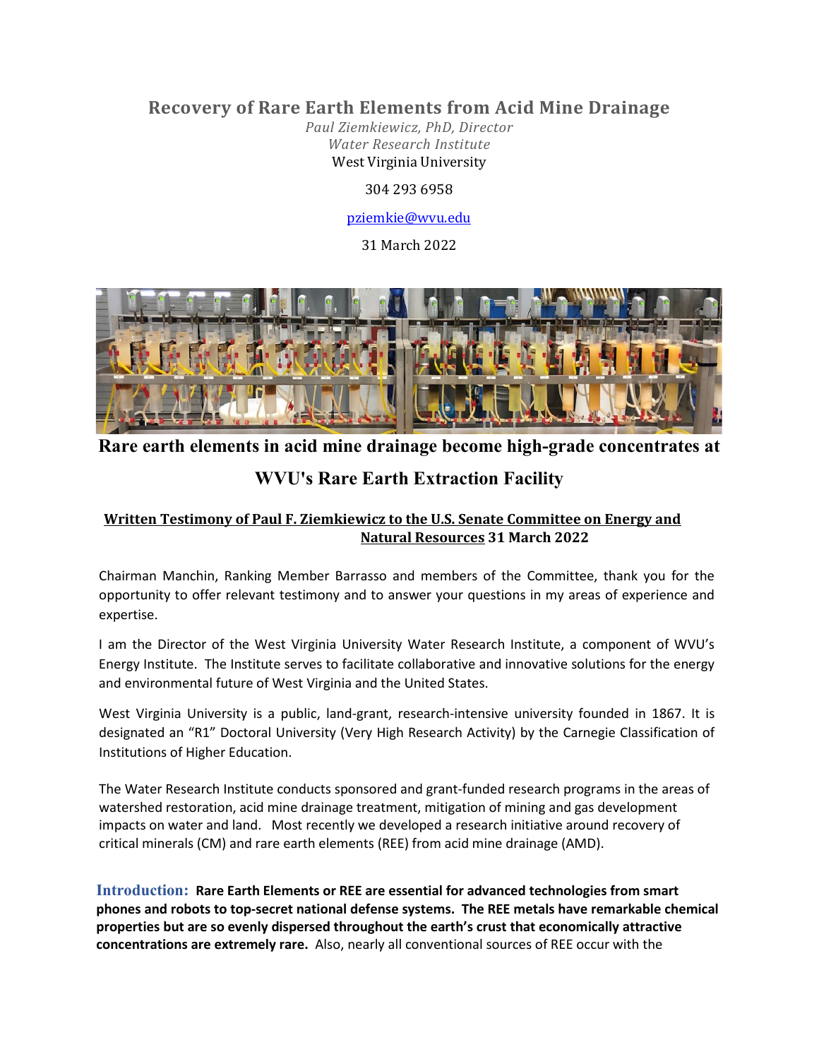# Recovery of Rare Earth Elements from Acid Mine Drainage

*Paul Ziemkiewicz, PhD, Director*
*Water Research Institute*
West Virginia University

304 293 6958

pziemkie@wvu.edu

31 March 2022

**Rare earth elements in acid mine drainage become high-grade concentrates at WVU's Rare Earth Extraction Facility**

**Written Testimony of Paul F. Ziemkiewicz to the U.S. Senate Committee on Energy and Natural Resources 31 March 2022**

Chairman Manchin, Ranking Member Barrasso and members of the Committee, thank you for the opportunity to offer relevant testimony and to answer your questions in my areas of experience and expertise.

I am the Director of the West Virginia University Water Research Institute, a component of WVU's Energy Institute. The Institute serves to facilitate collaborative and innovative solutions for the energy and environmental future of West Virginia and the United States.

West Virginia University is a public, land-grant, research-intensive university founded in 1867. It is designated an "R1" Doctoral University (Very High Research Activity) by the Carnegie Classification of Institutions of Higher Education.

The Water Research Institute conducts sponsored and grant-funded research programs in the areas of watershed restoration, acid mine drainage treatment, mitigation of mining and gas development impacts on water and land. Most recently we developed a research initiative around recovery of critical minerals (CM) and rare earth elements (REE) from acid mine drainage (AMD).

**Introduction:** **Rare Earth Elements or REE are essential for advanced technologies from smart phones and robots to top-secret national defense systems. The REE metals have remarkable chemical properties but are so evenly dispersed throughout the earth's crust that economically attractive concentrations are extremely rare.** Also, nearly all conventional sources of REE occur with the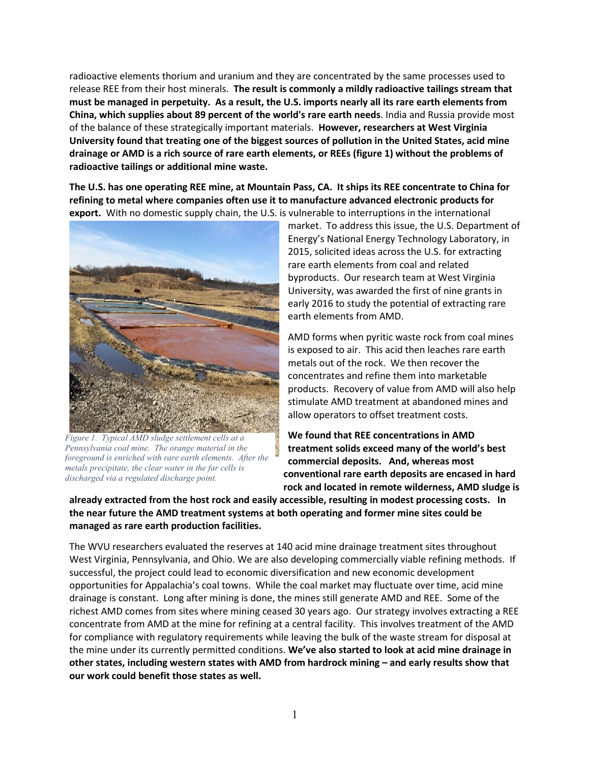radioactive elements thorium and uranium and they are concentrated by the same processes used to release REE from their host minerals. **The result is commonly a mildly radioactive tailings stream that must be managed in perpetuity. As a result, the U.S. imports nearly all its rare earth elements from China, which supplies about 89 percent of the world's rare earth needs**. India and Russia provide most of the balance of these strategically important materials. **However, researchers at West Virginia University found that treating one of the biggest sources of pollution in the United States, acid mine drainage or AMD is a rich source of rare earth elements, or REEs (figure 1) without the problems of radioactive tailings or additional mine waste.**

**The U.S. has one operating REE mine, at Mountain Pass, CA. It ships its REE concentrate to China for refining to metal where companies often use it to manufacture advanced electronic products for export.** With no domestic supply chain, the U.S. is vulnerable to interruptions in the international market. To address this issue, the U.S. Department of Energy's National Energy Technology Laboratory, in 2015, solicited ideas across the U.S. for extracting rare earth elements from coal and related byproducts. Our research team at West Virginia University, was awarded the first of nine grants in early 2016 to study the potential of extracting rare earth elements from AMD.

*Figure 1. Typical AMD sludge settlement cells at a Pennsylvania coal mine. The orange material in the foreground is enriched with rare earth elements. After the metals precipitate, the clear water in the far cells is discharged via a regulated discharge point.*

AMD forms when pyritic waste rock from coal mines is exposed to air. This acid then leaches rare earth metals out of the rock. We then recover the concentrates and refine them into marketable products. Recovery of value from AMD will also help stimulate AMD treatment at abandoned mines and allow operators to offset treatment costs.

**We found that REE concentrations in AMD treatment solids exceed many of the world's best commercial deposits. And, whereas most conventional rare earth deposits are encased in hard rock and located in remote wilderness, AMD sludge is already extracted from the host rock and easily accessible, resulting in modest processing costs. In the near future the AMD treatment systems at both operating and former mine sites could be managed as rare earth production facilities.**

The WVU researchers evaluated the reserves at 140 acid mine drainage treatment sites throughout West Virginia, Pennsylvania, and Ohio. We are also developing commercially viable refining methods. If successful, the project could lead to economic diversification and new economic development opportunities for Appalachia's coal towns. While the coal market may fluctuate over time, acid mine drainage is constant. Long after mining is done, the mines still generate AMD and REE. Some of the richest AMD comes from sites where mining ceased 30 years ago. Our strategy involves extracting a REE concentrate from AMD at the mine for refining at a central facility. This involves treatment of the AMD for compliance with regulatory requirements while leaving the bulk of the waste stream for disposal at the mine under its currently permitted conditions. **We've also started to look at acid mine drainage in other states, including western states with AMD from hardrock mining – and early results show that our work could benefit those states as well.**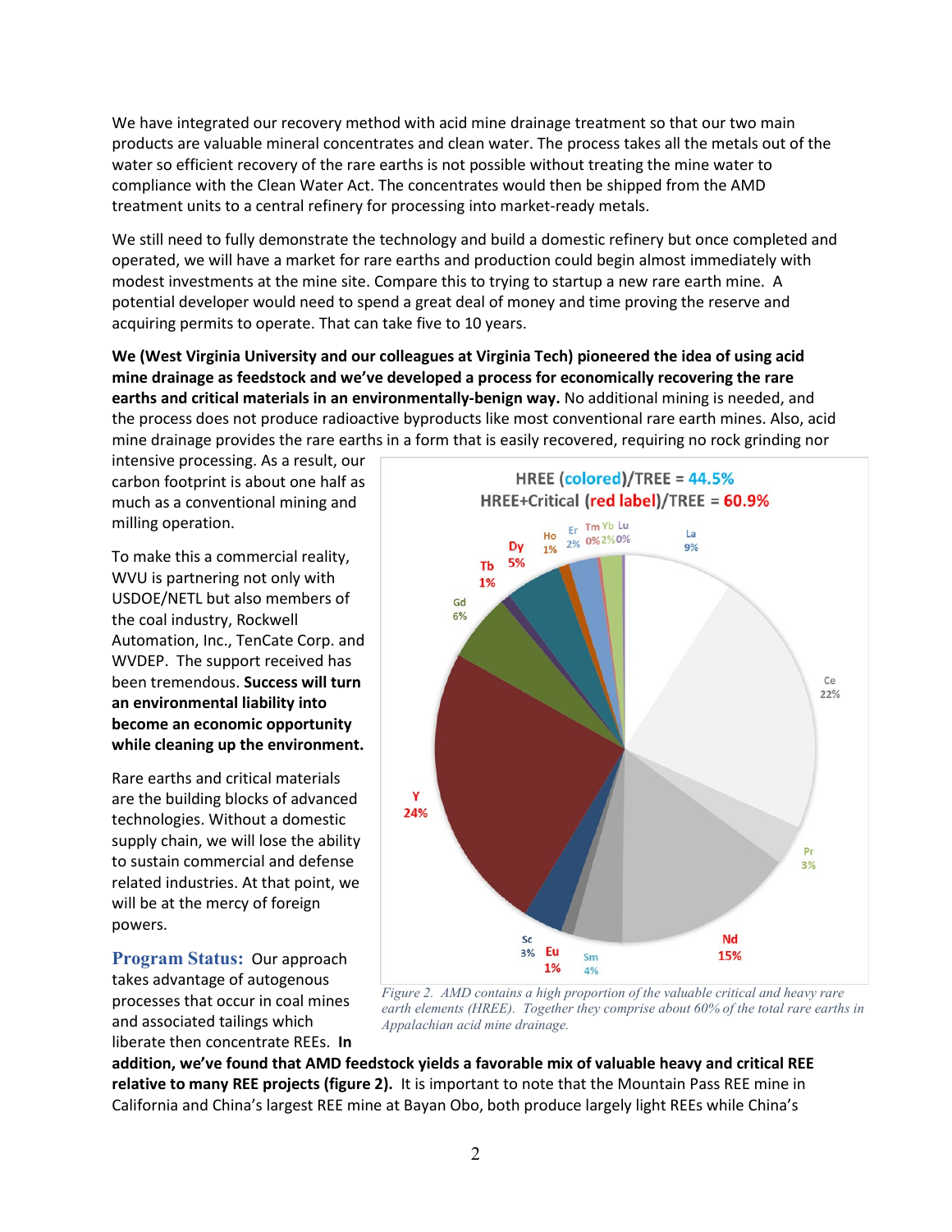We have integrated our recovery method with acid mine drainage treatment so that our two main products are valuable mineral concentrates and clean water. The process takes all the metals out of the water so efficient recovery of the rare earths is not possible without treating the mine water to compliance with the Clean Water Act. The concentrates would then be shipped from the AMD treatment units to a central refinery for processing into market-ready metals.

We still need to fully demonstrate the technology and build a domestic refinery but once completed and operated, we will have a market for rare earths and production could begin almost immediately with modest investments at the mine site. Compare this to trying to startup a new rare earth mine. A potential developer would need to spend a great deal of money and time proving the reserve and acquiring permits to operate. That can take five to 10 years.

**We (West Virginia University and our colleagues at Virginia Tech) pioneered the idea of using acid mine drainage as feedstock and we've developed a process for economically recovering the rare earths and critical materials in an environmentally-benign way.** No additional mining is needed, and the process does not produce radioactive byproducts like most conventional rare earth mines. Also, acid mine drainage provides the rare earths in a form that is easily recovered, requiring no rock grinding nor intensive processing. As a result, our carbon footprint is about one half as much as a conventional mining and milling operation.

To make this a commercial reality, WVU is partnering not only with USDOE/NETL but also members of the coal industry, Rockwell Automation, Inc., TenCate Corp. and WVDEP. The support received has been tremendous. **Success will turn an environmental liability into become an economic opportunity while cleaning up the environment.**

Rare earths and critical materials are the building blocks of advanced technologies. Without a domestic supply chain, we will lose the ability to sustain commercial and defense related industries. At that point, we will be at the mercy of foreign powers.

HREE (colored)/TREE = 44.5%
HREE+Critical (red label)/TREE = 60.9%

La 9%, Ce 22%, Pr 3%, Nd 15%, Sm 4%, Eu 1%, Sc 3%, Y 24%, Gd 6%, Tb 1%, Dy 5%, Ho 1%, Er 2%, Tm 0%, Yb 2%, Lu 0%

*Figure 2. AMD contains a high proportion of the valuable critical and heavy rare earth elements (HREE). Together they comprise about 60% of the total rare earths in Appalachian acid mine drainage.*

**Program Status:** Our approach takes advantage of autogenous processes that occur in coal mines and associated tailings which liberate then concentrate REEs. **In addition, we've found that AMD feedstock yields a favorable mix of valuable heavy and critical REE relative to many REE projects (figure 2).** It is important to note that the Mountain Pass REE mine in California and China's largest REE mine at Bayan Obo, both produce largely light REEs while China's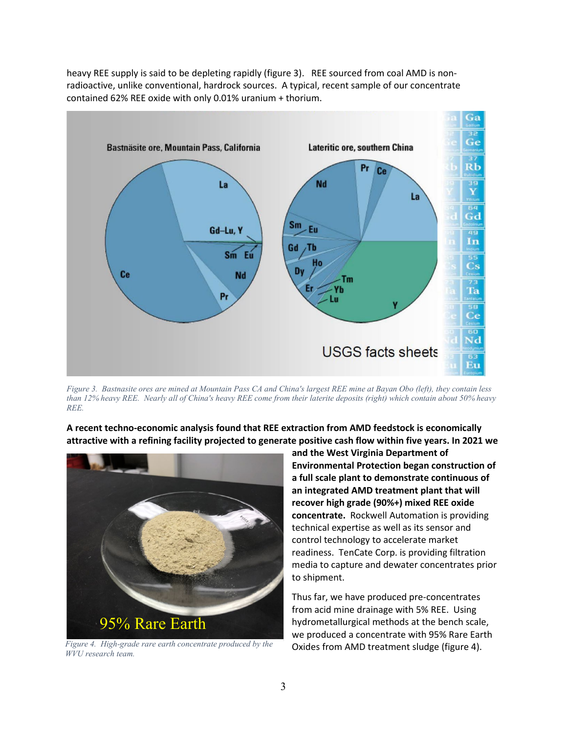heavy REE supply is said to be depleting rapidly (figure 3). REE sourced from coal AMD is non-radioactive, unlike conventional, hardrock sources. A typical, recent sample of our concentrate contained 62% REE oxide with only 0.01% uranium + thorium.

*Figure 3. Bastnasite ores are mined at Mountain Pass CA and China's largest REE mine at Bayan Obo (left), they contain less than 12% heavy REE. Nearly all of China's heavy REE come from their laterite deposits (right) which contain about 50% heavy REE.*

**A recent techno-economic analysis found that REE extraction from AMD feedstock is economically attractive with a refining facility projected to generate positive cash flow within five years. In 2021 we and the West Virginia Department of Environmental Protection began construction of a full scale plant to demonstrate continuous of an integrated AMD treatment plant that will recover high grade (90%+) mixed REE oxide concentrate.** Rockwell Automation is providing technical expertise as well as its sensor and control technology to accelerate market readiness. TenCate Corp. is providing filtration media to capture and dewater concentrates prior to shipment.

Thus far, we have produced pre-concentrates from acid mine drainage with 5% REE. Using hydrometallurgical methods at the bench scale, we produced a concentrate with 95% Rare Earth Oxides from AMD treatment sludge (figure 4).

*Figure 4. High-grade rare earth concentrate produced by the WVU research team.*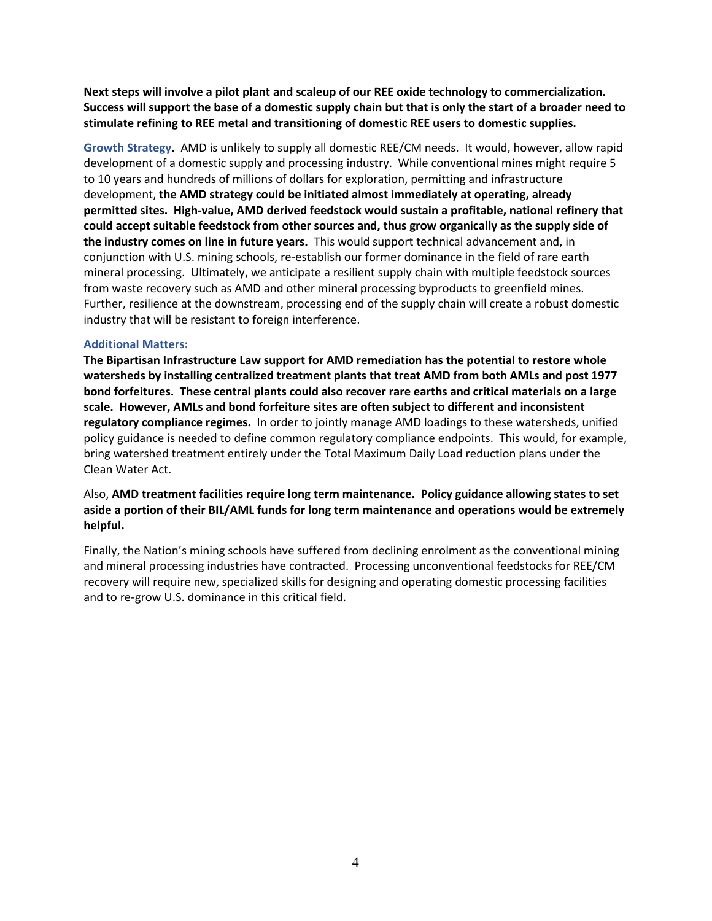**Next steps will involve a pilot plant and scaleup of our REE oxide technology to commercialization. Success will support the base of a domestic supply chain but that is only the start of a broader need to stimulate refining to REE metal and transitioning of domestic REE users to domestic supplies.**

**Growth Strategy.** AMD is unlikely to supply all domestic REE/CM needs. It would, however, allow rapid development of a domestic supply and processing industry. While conventional mines might require 5 to 10 years and hundreds of millions of dollars for exploration, permitting and infrastructure development, **the AMD strategy could be initiated almost immediately at operating, already permitted sites. High-value, AMD derived feedstock would sustain a profitable, national refinery that could accept suitable feedstock from other sources and, thus grow organically as the supply side of the industry comes on line in future years.** This would support technical advancement and, in conjunction with U.S. mining schools, re-establish our former dominance in the field of rare earth mineral processing. Ultimately, we anticipate a resilient supply chain with multiple feedstock sources from waste recovery such as AMD and other mineral processing byproducts to greenfield mines. Further, resilience at the downstream, processing end of the supply chain will create a robust domestic industry that will be resistant to foreign interference.

**Additional Matters:**

**The Bipartisan Infrastructure Law support for AMD remediation has the potential to restore whole watersheds by installing centralized treatment plants that treat AMD from both AMLs and post 1977 bond forfeitures. These central plants could also recover rare earths and critical materials on a large scale. However, AMLs and bond forfeiture sites are often subject to different and inconsistent regulatory compliance regimes.** In order to jointly manage AMD loadings to these watersheds, unified policy guidance is needed to define common regulatory compliance endpoints. This would, for example, bring watershed treatment entirely under the Total Maximum Daily Load reduction plans under the Clean Water Act.

Also, **AMD treatment facilities require long term maintenance. Policy guidance allowing states to set aside a portion of their BIL/AML funds for long term maintenance and operations would be extremely helpful.**

Finally, the Nation's mining schools have suffered from declining enrolment as the conventional mining and mineral processing industries have contracted. Processing unconventional feedstocks for REE/CM recovery will require new, specialized skills for designing and operating domestic processing facilities and to re-grow U.S. dominance in this critical field.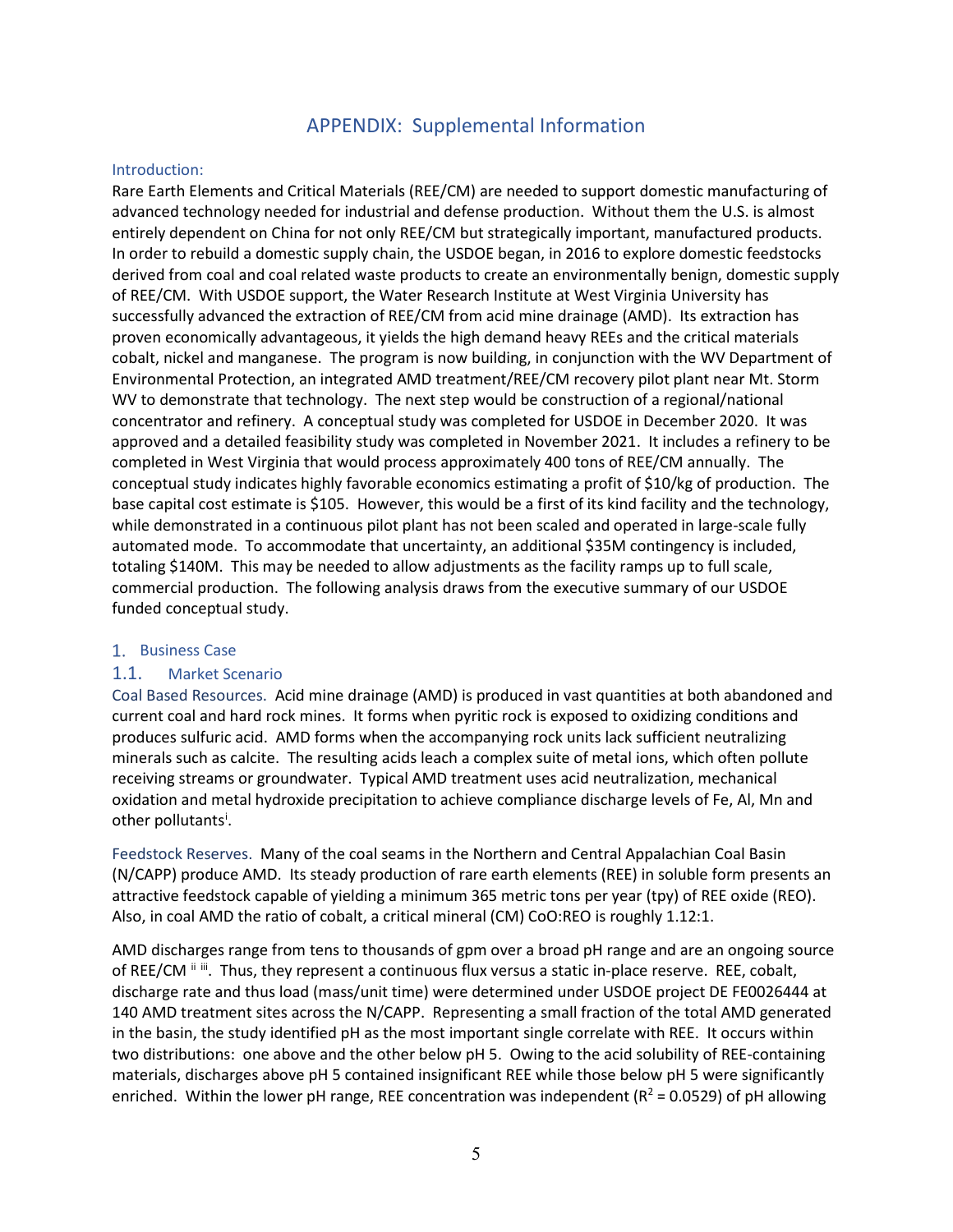# APPENDIX: Supplemental Information

## Introduction:

Rare Earth Elements and Critical Materials (REE/CM) are needed to support domestic manufacturing of advanced technology needed for industrial and defense production. Without them the U.S. is almost entirely dependent on China for not only REE/CM but strategically important, manufactured products. In order to rebuild a domestic supply chain, the USDOE began, in 2016 to explore domestic feedstocks derived from coal and coal related waste products to create an environmentally benign, domestic supply of REE/CM. With USDOE support, the Water Research Institute at West Virginia University has successfully advanced the extraction of REE/CM from acid mine drainage (AMD). Its extraction has proven economically advantageous, it yields the high demand heavy REEs and the critical materials cobalt, nickel and manganese. The program is now building, in conjunction with the WV Department of Environmental Protection, an integrated AMD treatment/REE/CM recovery pilot plant near Mt. Storm WV to demonstrate that technology. The next step would be construction of a regional/national concentrator and refinery. A conceptual study was completed for USDOE in December 2020. It was approved and a detailed feasibility study was completed in November 2021. It includes a refinery to be completed in West Virginia that would process approximately 400 tons of REE/CM annually. The conceptual study indicates highly favorable economics estimating a profit of \$10/kg of production. The base capital cost estimate is \$105. However, this would be a first of its kind facility and the technology, while demonstrated in a continuous pilot plant has not been scaled and operated in large-scale fully automated mode. To accommodate that uncertainty, an additional \$35M contingency is included, totaling \$140M. This may be needed to allow adjustments as the facility ramps up to full scale, commercial production. The following analysis draws from the executive summary of our USDOE funded conceptual study.

## 1. Business Case

### 1.1. Market Scenario

Coal Based Resources. Acid mine drainage (AMD) is produced in vast quantities at both abandoned and current coal and hard rock mines. It forms when pyritic rock is exposed to oxidizing conditions and produces sulfuric acid. AMD forms when the accompanying rock units lack sufficient neutralizing minerals such as calcite. The resulting acids leach a complex suite of metal ions, which often pollute receiving streams or groundwater. Typical AMD treatment uses acid neutralization, mechanical oxidation and metal hydroxide precipitation to achieve compliance discharge levels of Fe, Al, Mn and other pollutants[i].

Feedstock Reserves. Many of the coal seams in the Northern and Central Appalachian Coal Basin (N/CAPP) produce AMD. Its steady production of rare earth elements (REE) in soluble form presents an attractive feedstock capable of yielding a minimum 365 metric tons per year (tpy) of REE oxide (REO). Also, in coal AMD the ratio of cobalt, a critical mineral (CM) CoO:REO is roughly 1.12:1.

AMD discharges range from tens to thousands of gpm over a broad pH range and are an ongoing source of REE/CM [ii iii]. Thus, they represent a continuous flux versus a static in-place reserve. REE, cobalt, discharge rate and thus load (mass/unit time) were determined under USDOE project DE FE0026444 at 140 AMD treatment sites across the N/CAPP. Representing a small fraction of the total AMD generated in the basin, the study identified pH as the most important single correlate with REE. It occurs within two distributions: one above and the other below pH 5. Owing to the acid solubility of REE-containing materials, discharges above pH 5 contained insignificant REE while those below pH 5 were significantly enriched. Within the lower pH range, REE concentration was independent ($R^2 = 0.0529$) of pH allowing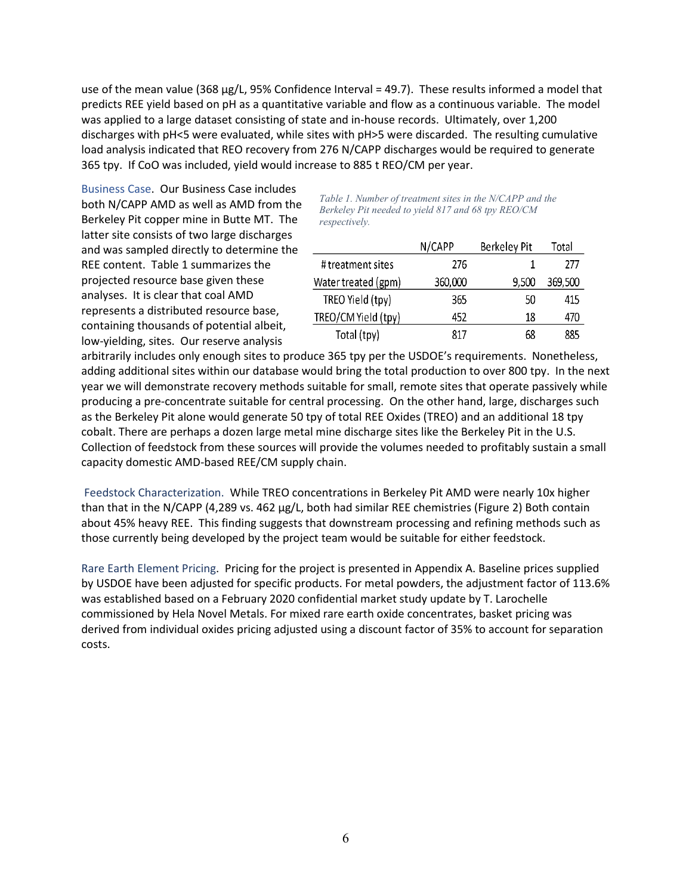use of the mean value (368 µg/L, 95% Confidence Interval = 49.7). These results informed a model that predicts REE yield based on pH as a quantitative variable and flow as a continuous variable. The model was applied to a large dataset consisting of state and in-house records. Ultimately, over 1,200 discharges with pH<5 were evaluated, while sites with pH>5 were discarded. The resulting cumulative load analysis indicated that REO recovery from 276 N/CAPP discharges would be required to generate 365 tpy. If CoO was included, yield would increase to 885 t REO/CM per year.

Business Case. Our Business Case includes both N/CAPP AMD as well as AMD from the Berkeley Pit copper mine in Butte MT. The latter site consists of two large discharges and was sampled directly to determine the REE content. Table 1 summarizes the projected resource base given these analyses. It is clear that coal AMD represents a distributed resource base, containing thousands of potential albeit, low-yielding, sites. Our reserve analysis arbitrarily includes only enough sites to produce 365 tpy per the USDOE's requirements. Nonetheless, adding additional sites within our database would bring the total production to over 800 tpy. In the next year we will demonstrate recovery methods suitable for small, remote sites that operate passively while producing a pre-concentrate suitable for central processing. On the other hand, large, discharges such as the Berkeley Pit alone would generate 50 tpy of total REE Oxides (TREO) and an additional 18 tpy cobalt. There are perhaps a dozen large metal mine discharge sites like the Berkeley Pit in the U.S. Collection of feedstock from these sources will provide the volumes needed to profitably sustain a small capacity domestic AMD-based REE/CM supply chain.

*Table 1. Number of treatment sites in the N/CAPP and the Berkeley Pit needed to yield 817 and 68 tpy REO/CM respectively.*

| | N/CAPP | Berkeley Pit | Total |
|---|---|---|---|
| # treatment sites | 276 | 1 | 277 |
| Water treated (gpm) | 360,000 | 9,500 | 369,500 |
| TREO Yield (tpy) | 365 | 50 | 415 |
| TREO/CM Yield (tpy) | 452 | 18 | 470 |
| Total (tpy) | 817 | 68 | 885 |

Feedstock Characterization. While TREO concentrations in Berkeley Pit AMD were nearly 10x higher than that in the N/CAPP (4,289 vs. 462 µg/L, both had similar REE chemistries (Figure 2) Both contain about 45% heavy REE. This finding suggests that downstream processing and refining methods such as those currently being developed by the project team would be suitable for either feedstock.

Rare Earth Element Pricing. Pricing for the project is presented in Appendix A. Baseline prices supplied by USDOE have been adjusted for specific products. For metal powders, the adjustment factor of 113.6% was established based on a February 2020 confidential market study update by T. Larochelle commissioned by Hela Novel Metals. For mixed rare earth oxide concentrates, basket pricing was derived from individual oxides pricing adjusted using a discount factor of 35% to account for separation costs.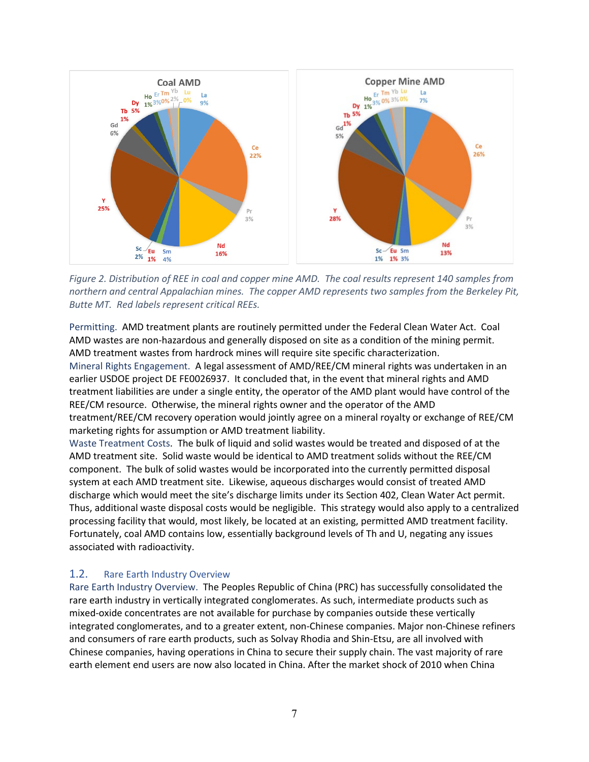*Figure 2. Distribution of REE in coal and copper mine AMD. The coal results represent 140 samples from northern and central Appalachian mines. The copper AMD represents two samples from the Berkeley Pit, Butte MT. Red labels represent critical REEs.*

Permitting. AMD treatment plants are routinely permitted under the Federal Clean Water Act. Coal AMD wastes are non-hazardous and generally disposed on site as a condition of the mining permit. AMD treatment wastes from hardrock mines will require site specific characterization.

Mineral Rights Engagement. A legal assessment of AMD/REE/CM mineral rights was undertaken in an earlier USDOE project DE FE0026937. It concluded that, in the event that mineral rights and AMD treatment liabilities are under a single entity, the operator of the AMD plant would have control of the REE/CM resource. Otherwise, the mineral rights owner and the operator of the AMD treatment/REE/CM recovery operation would jointly agree on a mineral royalty or exchange of REE/CM marketing rights for assumption or AMD treatment liability.

Waste Treatment Costs. The bulk of liquid and solid wastes would be treated and disposed of at the AMD treatment site. Solid waste would be identical to AMD treatment solids without the REE/CM component. The bulk of solid wastes would be incorporated into the currently permitted disposal system at each AMD treatment site. Likewise, aqueous discharges would consist of treated AMD discharge which would meet the site's discharge limits under its Section 402, Clean Water Act permit. Thus, additional waste disposal costs would be negligible. This strategy would also apply to a centralized processing facility that would, most likely, be located at an existing, permitted AMD treatment facility. Fortunately, coal AMD contains low, essentially background levels of Th and U, negating any issues associated with radioactivity.

## 1.2. Rare Earth Industry Overview

Rare Earth Industry Overview. The Peoples Republic of China (PRC) has successfully consolidated the rare earth industry in vertically integrated conglomerates. As such, intermediate products such as mixed-oxide concentrates are not available for purchase by companies outside these vertically integrated conglomerates, and to a greater extent, non-Chinese companies. Major non-Chinese refiners and consumers of rare earth products, such as Solvay Rhodia and Shin-Etsu, are all involved with Chinese companies, having operations in China to secure their supply chain. The vast majority of rare earth element end users are now also located in China. After the market shock of 2010 when China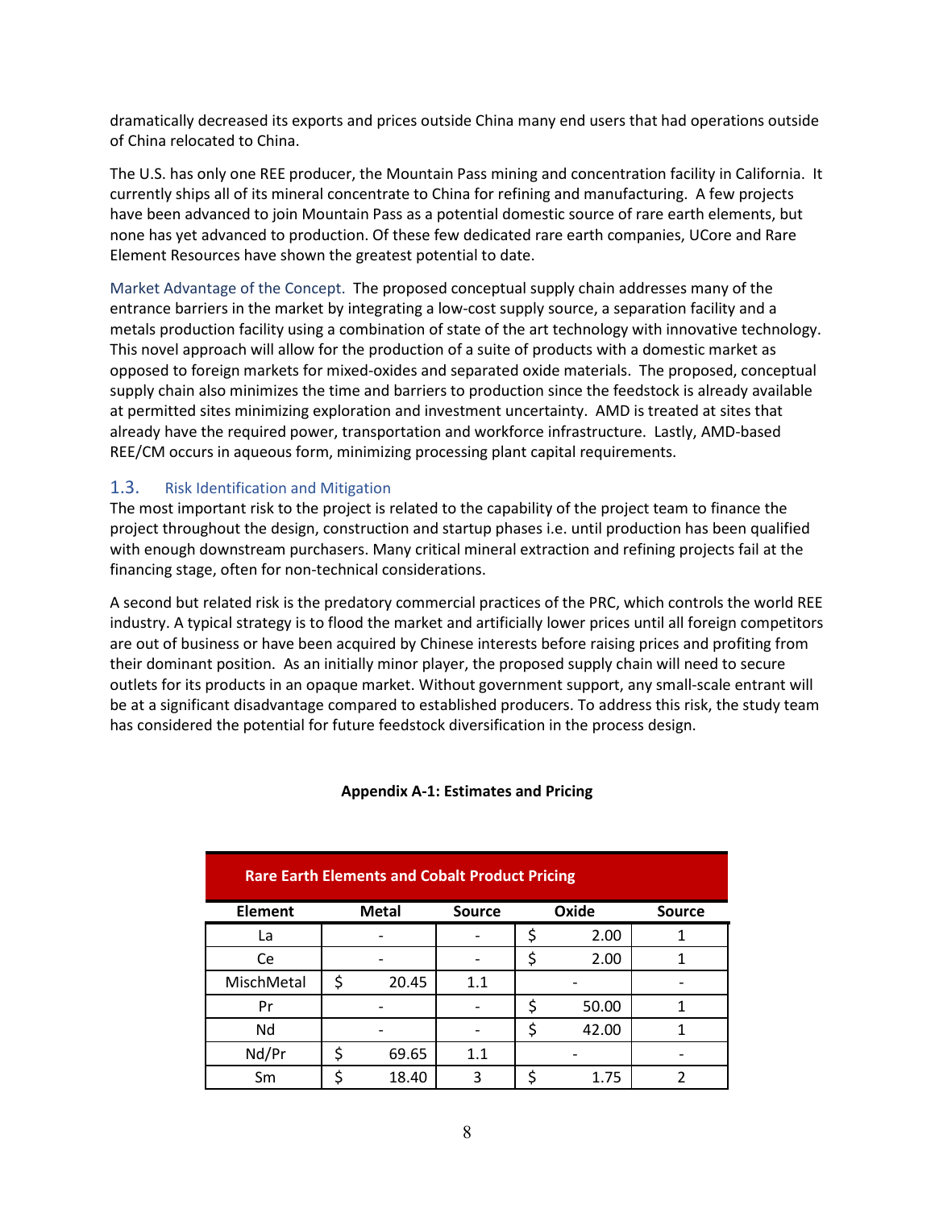dramatically decreased its exports and prices outside China many end users that had operations outside of China relocated to China.

The U.S. has only one REE producer, the Mountain Pass mining and concentration facility in California. It currently ships all of its mineral concentrate to China for refining and manufacturing. A few projects have been advanced to join Mountain Pass as a potential domestic source of rare earth elements, but none has yet advanced to production. Of these few dedicated rare earth companies, UCore and Rare Element Resources have shown the greatest potential to date.

Market Advantage of the Concept. The proposed conceptual supply chain addresses many of the entrance barriers in the market by integrating a low-cost supply source, a separation facility and a metals production facility using a combination of state of the art technology with innovative technology. This novel approach will allow for the production of a suite of products with a domestic market as opposed to foreign markets for mixed-oxides and separated oxide materials. The proposed, conceptual supply chain also minimizes the time and barriers to production since the feedstock is already available at permitted sites minimizing exploration and investment uncertainty. AMD is treated at sites that already have the required power, transportation and workforce infrastructure. Lastly, AMD-based REE/CM occurs in aqueous form, minimizing processing plant capital requirements.

## 1.3. Risk Identification and Mitigation

The most important risk to the project is related to the capability of the project team to finance the project throughout the design, construction and startup phases i.e. until production has been qualified with enough downstream purchasers. Many critical mineral extraction and refining projects fail at the financing stage, often for non-technical considerations.

A second but related risk is the predatory commercial practices of the PRC, which controls the world REE industry. A typical strategy is to flood the market and artificially lower prices until all foreign competitors are out of business or have been acquired by Chinese interests before raising prices and profiting from their dominant position. As an initially minor player, the proposed supply chain will need to secure outlets for its products in an opaque market. Without government support, any small-scale entrant will be at a significant disadvantage compared to established producers. To address this risk, the study team has considered the potential for future feedstock diversification in the process design.

**Appendix A-1: Estimates and Pricing**

**Rare Earth Elements and Cobalt Product Pricing**

| Element | Metal | Source | Oxide | Source |
|---|---|---|---|---|
| La | - | - | $ 2.00 | 1 |
| Ce | - | - | $ 2.00 | 1 |
| MischMetal | $ 20.45 | 1.1 | - | - |
| Pr | - | - | $ 50.00 | 1 |
| Nd | - | - | $ 42.00 | 1 |
| Nd/Pr | $ 69.65 | 1.1 | - | - |
| Sm | $ 18.40 | 3 | $ 1.75 | 2 |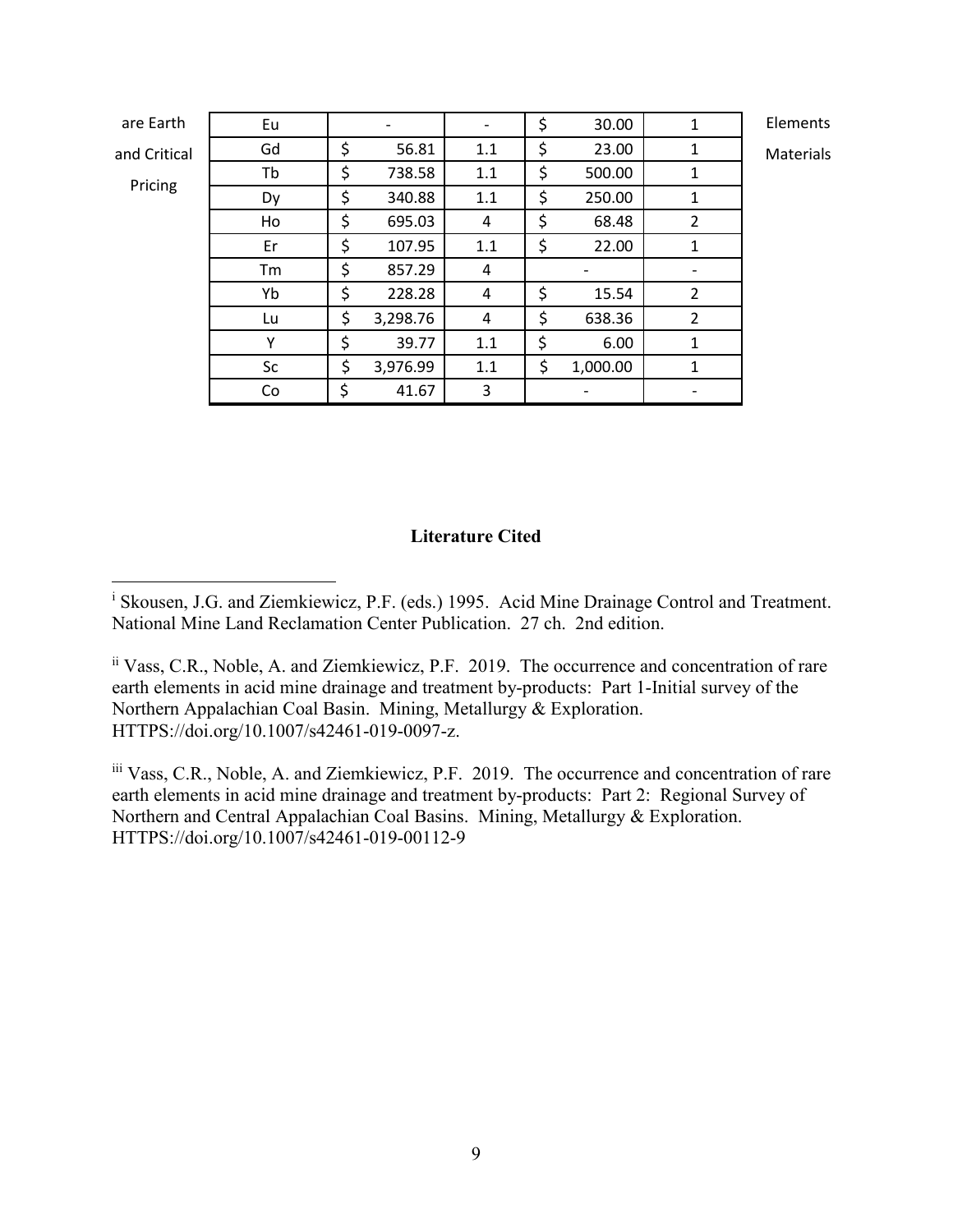are Earth and Critical Pricing — Elements Materials

| | | | | |
|---|---|---|---|---|
| Eu | - | - | $ 30.00 | 1 |
| Gd | $ 56.81 | 1.1 | $ 23.00 | 1 |
| Tb | $ 738.58 | 1.1 | $ 500.00 | 1 |
| Dy | $ 340.88 | 1.1 | $ 250.00 | 1 |
| Ho | $ 695.03 | 4 | $ 68.48 | 2 |
| Er | $ 107.95 | 1.1 | $ 22.00 | 1 |
| Tm | $ 857.29 | 4 | - | - |
| Yb | $ 228.28 | 4 | $ 15.54 | 2 |
| Lu | $ 3,298.76 | 4 | $ 638.36 | 2 |
| Y | $ 39.77 | 1.1 | $ 6.00 | 1 |
| Sc | $ 3,976.99 | 1.1 | $ 1,000.00 | 1 |
| Co | $ 41.67 | 3 | - | - |

## Literature Cited

[i] Skousen, J.G. and Ziemkiewicz, P.F. (eds.) 1995. Acid Mine Drainage Control and Treatment. National Mine Land Reclamation Center Publication. 27 ch. 2nd edition.

[ii] Vass, C.R., Noble, A. and Ziemkiewicz, P.F. 2019. The occurrence and concentration of rare earth elements in acid mine drainage and treatment by-products: Part 1-Initial survey of the Northern Appalachian Coal Basin. Mining, Metallurgy & Exploration. HTTPS://doi.org/10.1007/s42461-019-0097-z.

[iii] Vass, C.R., Noble, A. and Ziemkiewicz, P.F. 2019. The occurrence and concentration of rare earth elements in acid mine drainage and treatment by-products: Part 2: Regional Survey of Northern and Central Appalachian Coal Basins. Mining, Metallurgy & Exploration. HTTPS://doi.org/10.1007/s42461-019-00112-9